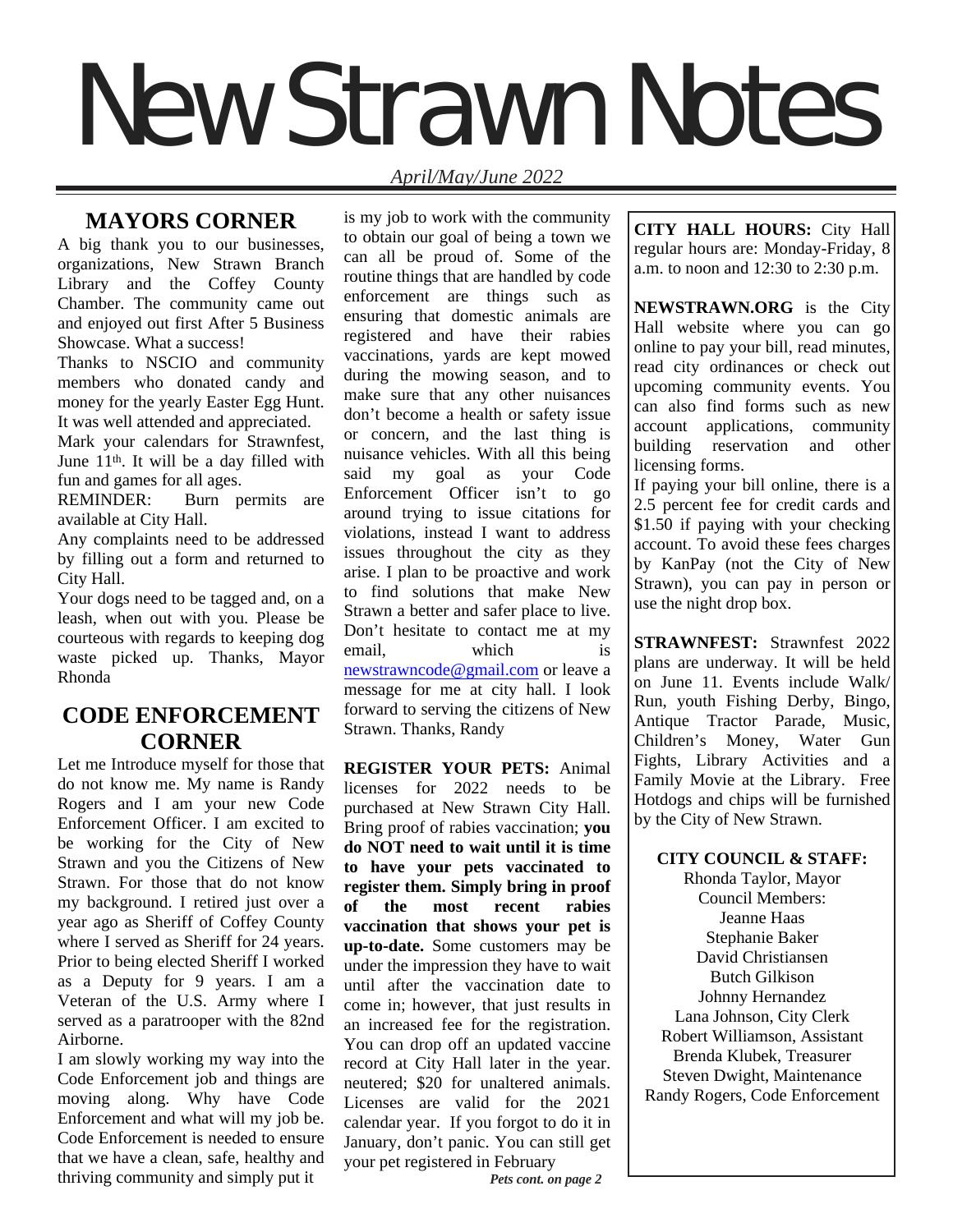# New Strawn Notes

*April/May/June 2022*

## MAYORS CORNER

A big thank you to our businesses, organizations, New Strawn Branch Library and the Coffey County Chamber. The community came out and enjoyed out first After 5 Business Showcase. What a success!

Thanks to NSCIO and community members who donated candy and money for the yearly Easter Egg Hunt. It was well attended and appreciated.

Mark your calendars for Strawnfest, June 11th. It will be a day filled with fun and games for all ages.

REMINDER: Burn permits are available at City Hall.

Any complaints need to be addressed by filling out a form and returned to City Hall.

Your dogs need to be tagged and, on a leash, when out with you. Please be courteous with regards to keeping dog waste picked up. Thanks, Mayor Rhonda

## CODE ENFORCEMENT CORNER

Let me Introduce myself for those that do not know me. My name is Randy Rogers and I am your new Code Enforcement Officer. I am excited to be working for the City of New Strawn and you the Citizens of New Strawn. For those that do not know my background. I retired just over a year ago as Sheriff of Coffey County where I served as Sheriff for 24 years. Prior to being elected Sheriff I worked as a Deputy for 9 years. I am a Veteran of the U.S. Army where I served as a paratrooper with the 82nd Airborne.

I am slowly working my way into the Code Enforcement job and things are moving along. Why have Code Enforcement and what will my job be. Code Enforcement is needed to ensure that we have a clean, safe, healthy and thriving community and simply put it is my job to work with the community to obtain our goal of being a town we can all be proud of. Some of the routine things that are handled by code enforcement are things such as ensuring that domestic animals are registered and have their rabies vaccinations, yards are kept mowed during the mowing season, and to make sure that any other nuisances don't become a health or safety issue or concern, and the last thing is nuisance vehicles. With all this being said my goal as your Code Enforcement Officer isn't to go around trying to issue citations for violations, instead I want to address issues throughout the city as they arise. I plan to be proactive and work to find solutions that make New Strawn a better and safer place to live. Don't hesitate to contact me at my email, which is newstrawncode@gmail.com or leave a message for me at city hall. I look forward to serving the citizens of New Strawn. Thanks, Randy

**REGISTER YOUR PETS:** Animal licenses for 2022 needs to be purchased at New Strawn City Hall. Bring proof of rabies vaccination; **you do NOT need to wait until it is time to have your pets vaccinated to register them. Simply bring in proof of the most recent rabies vaccination that shows your pet is up-to-date.** Some customers may be under the impression they have to wait until after the vaccination date to come in; however, that just results in an increased fee for the registration. You can drop off an updated vaccine record at City Hall later in the year. neutered; $20 for unaltered animals. Licenses are valid for the 2021 calendar year. If you forgot to do it in January, don't panic. You can still get your pet registered in February

***Pets cont. on page 2***

**CITY HALL HOURS:** City Hall regular hours are: Monday-Friday, 8 a.m. to noon and 12:30 to 2:30 p.m.

**NEWSTRAWN.ORG** is the City Hall website where you can go online to pay your bill, read minutes, read city ordinances or check out upcoming community events. You can also find forms such as new account applications, community building reservation and other licensing forms.

If paying your bill online, there is a 2.5 percent fee for credit cards and $1.50 if paying with your checking account. To avoid these fees charges by KanPay (not the City of New Strawn), you can pay in person or use the night drop box.

**STRAWNFEST:** Strawnfest 2022 plans are underway. It will be held on June 11. Events include Walk/ Run, youth Fishing Derby, Bingo, Antique Tractor Parade, Music, Children's Money, Water Gun Fights, Library Activities and a Family Movie at the Library. Free Hotdogs and chips will be furnished by the City of New Strawn.

**CITY COUNCIL & STAFF:**

Rhonda Taylor, Mayor
Council Members:
Jeanne Haas
Stephanie Baker
David Christiansen
Butch Gilkison
Johnny Hernandez
Lana Johnson, City Clerk
Robert Williamson, Assistant
Brenda Klubek, Treasurer
Steven Dwight, Maintenance
Randy Rogers, Code Enforcement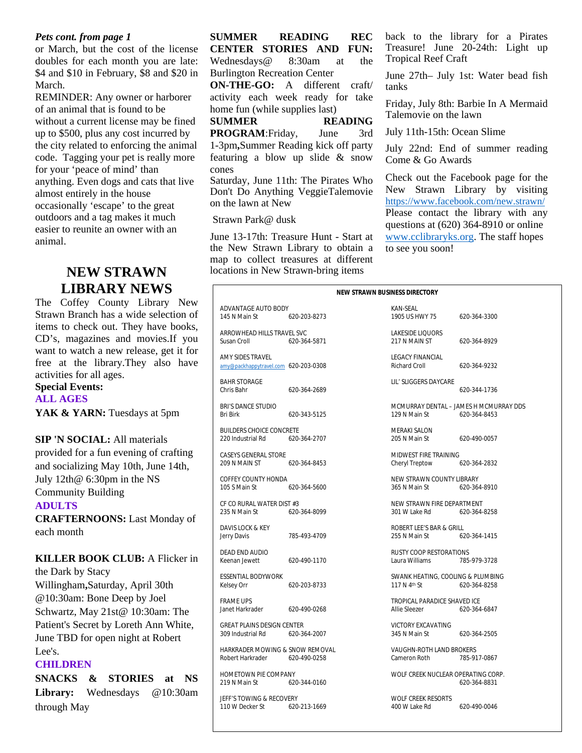*Pets cont. from page 1*

or March, but the cost of the license doubles for each month you are late: $4 and $10 in February, $8 and $20 in March.

REMINDER: Any owner or harborer of an animal that is found to be without a current license may be fined up to $500, plus any cost incurred by the city related to enforcing the animal code. Tagging your pet is really more for your ‘peace of mind’ than anything. Even dogs and cats that live almost entirely in the house occasionally ‘escape’ to the great outdoors and a tag makes it much easier to reunite an owner with an animal.

# NEW STRAWN LIBRARY NEWS

The Coffey County Library New Strawn Branch has a wide selection of items to check out. They have books, CD’s, magazines and movies.If you want to watch a new release, get it for free at the library.They also have activities for all ages.

**Special Events:**

**ALL AGES**

**YAK & YARN:** Tuesdays at 5pm

**SIP 'N SOCIAL:** All materials provided for a fun evening of crafting and socializing May 10th, June 14th, July 12th@ 6:30pm in the NS Community Building

**ADULTS**

**CRAFTERNOONS:** Last Monday of each month

**KILLER BOOK CLUB:** A Flicker in the Dark by Stacy Willingham**,**Saturday, April 30th @10:30am: Bone Deep by Joel Schwartz, May 21st@ 10:30am: The Patient's Secret by Loreth Ann White, June TBD for open night at Robert Lee's.

**CHILDREN**

**SNACKS & STORIES at NS Library:** Wednesdays @10:30am through May

**SUMMER READING REC CENTER STORIES AND FUN:** Wednesdays@ 8:30am at the Burlington Recreation Center

**ON-THE-GO:** A different craft/ activity each week ready for take home fun (while supplies last)

**SUMMER READING PROGRAM**:Friday, June 3rd 1-3pm**,**Summer Reading kick off party featuring a blow up slide & snow cones

Saturday, June 11th: The Pirates Who Don't Do Anything VeggieTalemovie on the lawn at New

Strawn Park@ dusk

June 13-17th: Treasure Hunt - Start at the New Strawn Library to obtain a map to collect treasures at different locations in New Strawn-bring items back to the library for a Pirates Treasure! June 20-24th: Light up Tropical Reef Craft

June 27th– July 1st: Water bead fish tanks

Friday, July 8th: Barbie In A Mermaid Talemovie on the lawn

July 11th-15th: Ocean Slime

July 22nd: End of summer reading Come & Go Awards

Check out the Facebook page for the New Strawn Library by visiting https://www.facebook.com/new.strawn/ Please contact the library with any questions at (620) 364-8910 or online www.cclibraryks.org. The staff hopes to see you soon!

**NEW STRAWN BUSINESS DIRECTORY**

| | | | |
|---|---|---|---|
| ADVANTAGE AUTO BODY<br>145 N Main St | 620-203-8273 | KAN-SEAL<br>1905 US HWY 75 | 620-364-3300 |
| ARROWHEAD HILLS TRAVEL SVC<br>Susan Croll | 620-364-5871 | LAKESIDE LIQUORS<br>217 N MAIN ST | 620-364-8929 |
| AMY SIDES TRAVEL<br>amy@packhappytravel.com | 620-203-0308 | LEGACY FINANCIAL<br>Richard Croll | 620-364-9232 |
| BAHR STORAGE<br>Chris Bahr | 620-364-2689 | LIL' SLIGGERS DAYCARE | 620-344-1736 |
| BRI'S DANCE STUDIO<br>Bri Birk | 620-343-5125 | MCMURRAY DENTAL – JAMES H MCMURRAY DDS<br>129 N Main St | 620-364-8453 |
| BUILDERS CHOICE CONCRETE<br>220 Industrial Rd | 620-364-2707 | MERAKI SALON<br>205 N Main St | 620-490-0057 |
| CASEYS GENERAL STORE<br>209 N MAIN ST | 620-364-8453 | MIDWEST FIRE TRAINING<br>Cheryl Treptow | 620-364-2832 |
| COFFEY COUNTY HONDA<br>105 S Main St | 620-364-5600 | NEW STRAWN COUNTY LIBRARY<br>365 N Main St | 620-364-8910 |
| CF CO RURAL WATER DIST #3<br>235 N Main St | 620-364-8099 | NEW STRAWN FIRE DEPARTMENT<br>301 W Lake Rd | 620-364-8258 |
| DAVIS LOCK & KEY<br>Jerry Davis | 785-493-4709 | ROBERT LEE'S BAR & GRILL<br>255 N Main St | 620-364-1415 |
| DEAD END AUDIO<br>Keenan Jewett | 620-490-1170 | RUSTY COOP RESTORATIONS<br>Laura Williams | 785-979-3728 |
| ESSENTIAL BODYWORK<br>Kelsey Orr | 620-203-8733 | SWANK HEATING, COOLING & PLUMBING<br>117 N 4th St | 620-364-8258 |
| FRAME UPS<br>Janet Harkrader | 620-490-0268 | TROPICAL PARADICE SHAVED ICE<br>Allie Sleezer | 620-364-6847 |
| GREAT PLAINS DESIGN CENTER<br>309 Industrial Rd | 620-364-2007 | VICTORY EXCAVATING<br>345 N Main St | 620-364-2505 |
| HARKRADER MOWING & SNOW REMOVAL<br>Robert Harkrader | 620-490-0258 | VAUGHN-ROTH LAND BROKERS<br>Cameron Roth | 785-917-0867 |
| HOMETOWN PIE COMPANY<br>219 N Main St | 620-344-0160 | WOLF CREEK NUCLEAR OPERATING CORP. | 620-364-8831 |
| JEFF'S TOWING & RECOVERY<br>110 W Decker St | 620-213-1669 | WOLF CREEK RESORTS<br>400 W Lake Rd | 620-490-0046 |